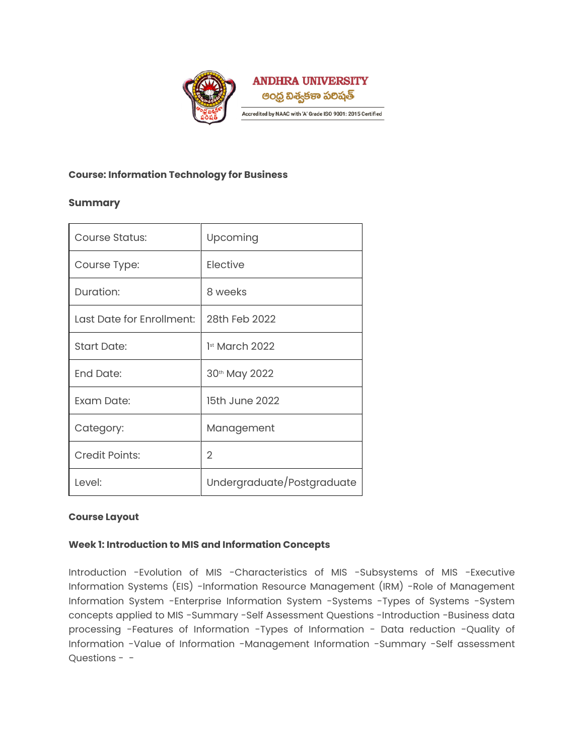ANDHRA UNIVERSITY

ఆంధ్ర విశ్వకళా పరిషత్

Accredited by NAAC with 'A' Grade ISO 9001: 2015 Certified

**Course: Information Technology for Business**

**Summary**

| Course Status: | Upcoming |
|---|---|
| Course Type: | Elective |
| Duration: | 8 weeks |
| Last Date for Enrollment: | 28th Feb 2022 |
| Start Date: | 1st March 2022 |
| End Date: | 30th May 2022 |
| Exam Date: | 15th June 2022 |
| Category: | Management |
| Credit Points: | 2 |
| Level: | Undergraduate/Postgraduate |

**Course Layout**

**Week 1: Introduction to MIS and Information Concepts**

Introduction -Evolution of MIS -Characteristics of MIS -Subsystems of MIS -Executive Information Systems (EIS) -Information Resource Management (IRM) -Role of Management Information System -Enterprise Information System -Systems -Types of Systems -System concepts applied to MIS -Summary -Self Assessment Questions -Introduction -Business data processing -Features of Information -Types of Information - Data reduction -Quality of Information -Value of Information -Management Information -Summary -Self assessment Questions - -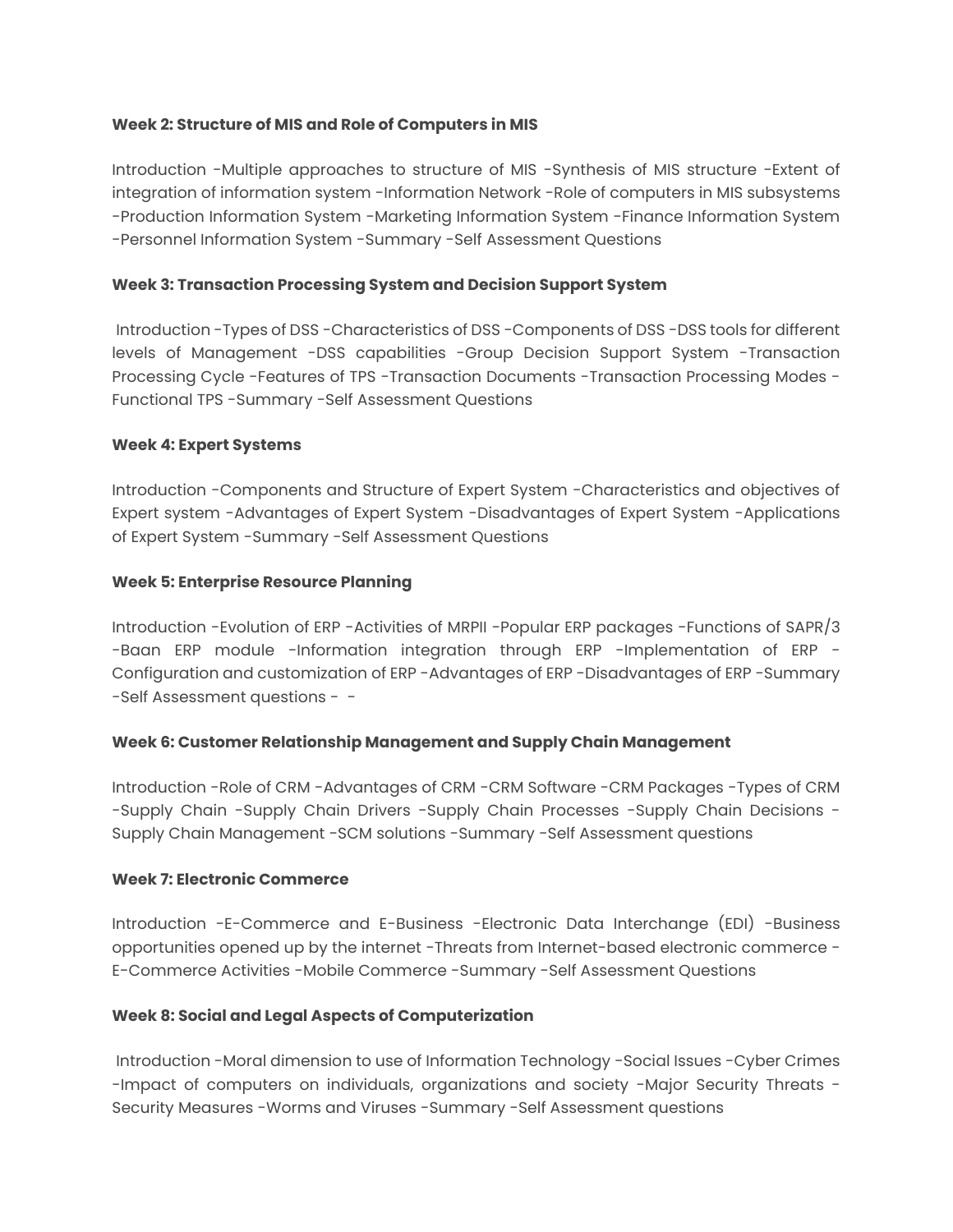**Week 2: Structure of MIS and Role of Computers in MIS**

Introduction -Multiple approaches to structure of MIS -Synthesis of MIS structure -Extent of integration of information system -Information Network -Role of computers in MIS subsystems -Production Information System -Marketing Information System -Finance Information System -Personnel Information System -Summary -Self Assessment Questions

**Week 3: Transaction Processing System and Decision Support System**

Introduction -Types of DSS -Characteristics of DSS -Components of DSS -DSS tools for different levels of Management -DSS capabilities -Group Decision Support System -Transaction Processing Cycle -Features of TPS -Transaction Documents -Transaction Processing Modes -Functional TPS -Summary -Self Assessment Questions

**Week 4: Expert Systems**

Introduction -Components and Structure of Expert System -Characteristics and objectives of Expert system -Advantages of Expert System -Disadvantages of Expert System -Applications of Expert System -Summary -Self Assessment Questions

**Week 5: Enterprise Resource Planning**

Introduction -Evolution of ERP -Activities of MRPII -Popular ERP packages -Functions of SAPR/3 -Baan ERP module -Information integration through ERP -Implementation of ERP -Configuration and customization of ERP -Advantages of ERP -Disadvantages of ERP -Summary -Self Assessment questions - -

**Week 6: Customer Relationship Management and Supply Chain Management**

Introduction -Role of CRM -Advantages of CRM -CRM Software -CRM Packages -Types of CRM -Supply Chain -Supply Chain Drivers -Supply Chain Processes -Supply Chain Decisions -Supply Chain Management -SCM solutions -Summary -Self Assessment questions

**Week 7: Electronic Commerce**

Introduction -E-Commerce and E-Business -Electronic Data Interchange (EDI) -Business opportunities opened up by the internet -Threats from Internet-based electronic commerce -E-Commerce Activities -Mobile Commerce -Summary -Self Assessment Questions

**Week 8: Social and Legal Aspects of Computerization**

Introduction -Moral dimension to use of Information Technology -Social Issues -Cyber Crimes -Impact of computers on individuals, organizations and society -Major Security Threats -Security Measures -Worms and Viruses -Summary -Self Assessment questions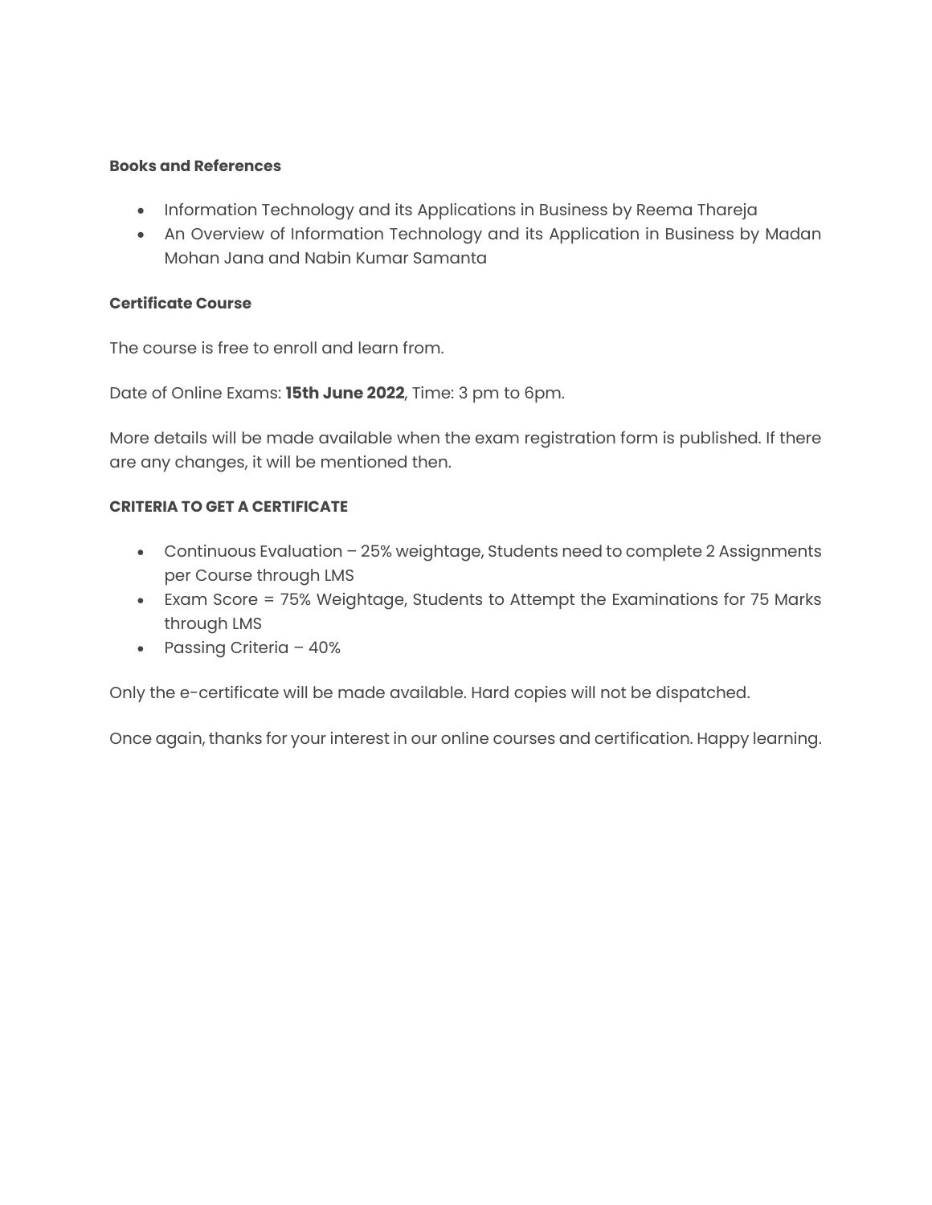**Books and References**

- Information Technology and its Applications in Business by Reema Thareja
- An Overview of Information Technology and its Application in Business by Madan Mohan Jana and Nabin Kumar Samanta

**Certificate Course**

The course is free to enroll and learn from.

Date of Online Exams: **15th June 2022**, Time: 3 pm to 6pm.

More details will be made available when the exam registration form is published. If there are any changes, it will be mentioned then.

**CRITERIA TO GET A CERTIFICATE**

- Continuous Evaluation – 25% weightage, Students need to complete 2 Assignments per Course through LMS
- Exam Score = 75% Weightage, Students to Attempt the Examinations for 75 Marks through LMS
- Passing Criteria – 40%

Only the e-certificate will be made available. Hard copies will not be dispatched.

Once again, thanks for your interest in our online courses and certification. Happy learning.